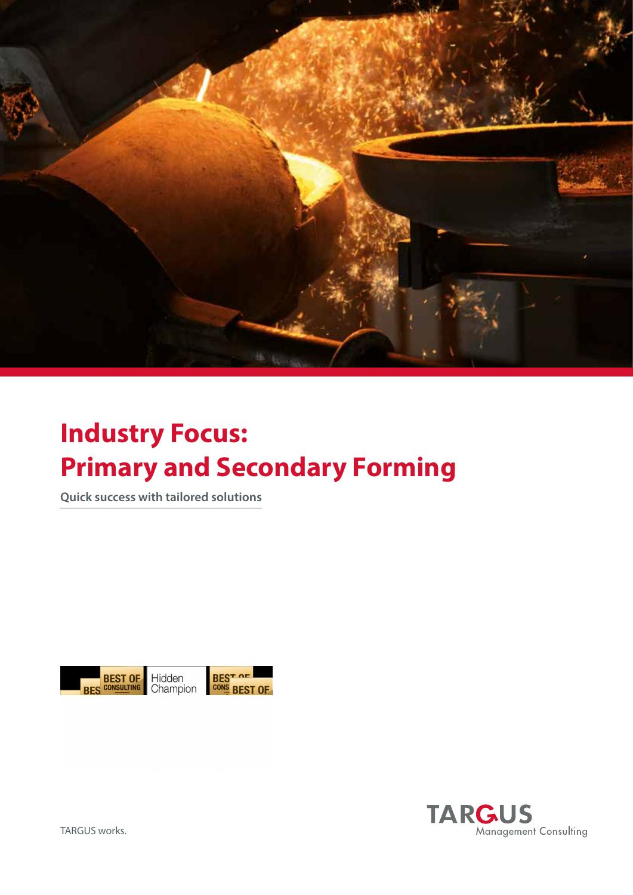# Industry Focus: Primary and Secondary Forming

Quick success with tailored solutions

TARGUS works.

TARGUS Management Consulting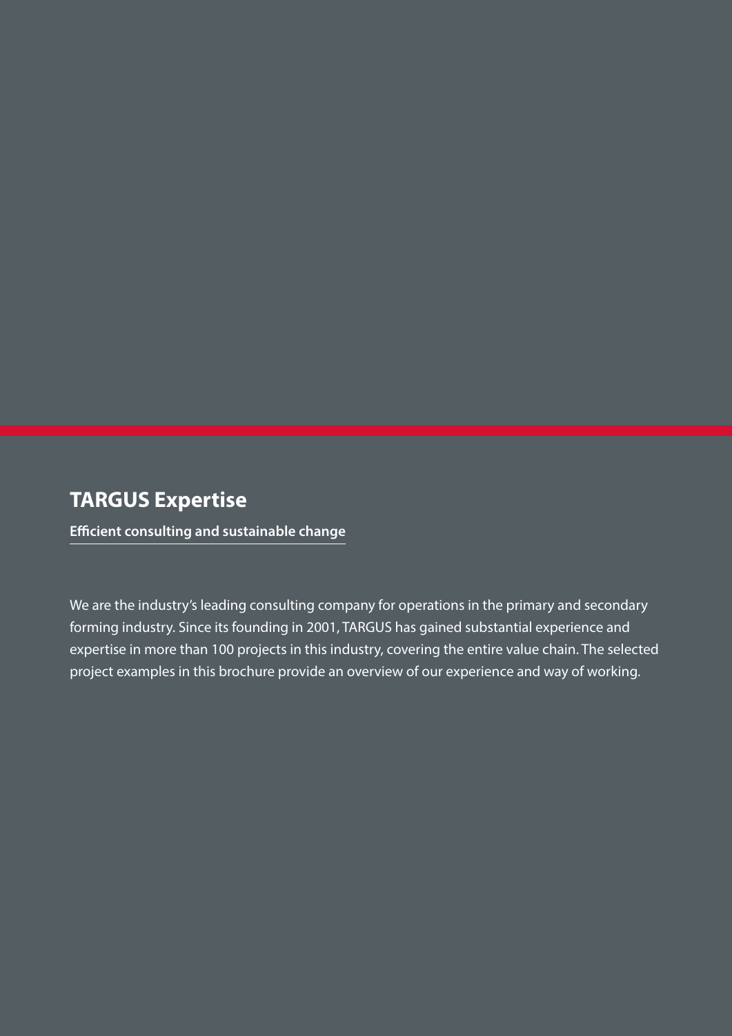# TARGUS Expertise

**Efficient consulting and sustainable change**

We are the industry's leading consulting company for operations in the primary and secondary forming industry. Since its founding in 2001, TARGUS has gained substantial experience and expertise in more than 100 projects in this industry, covering the entire value chain. The selected project examples in this brochure provide an overview of our experience and way of working.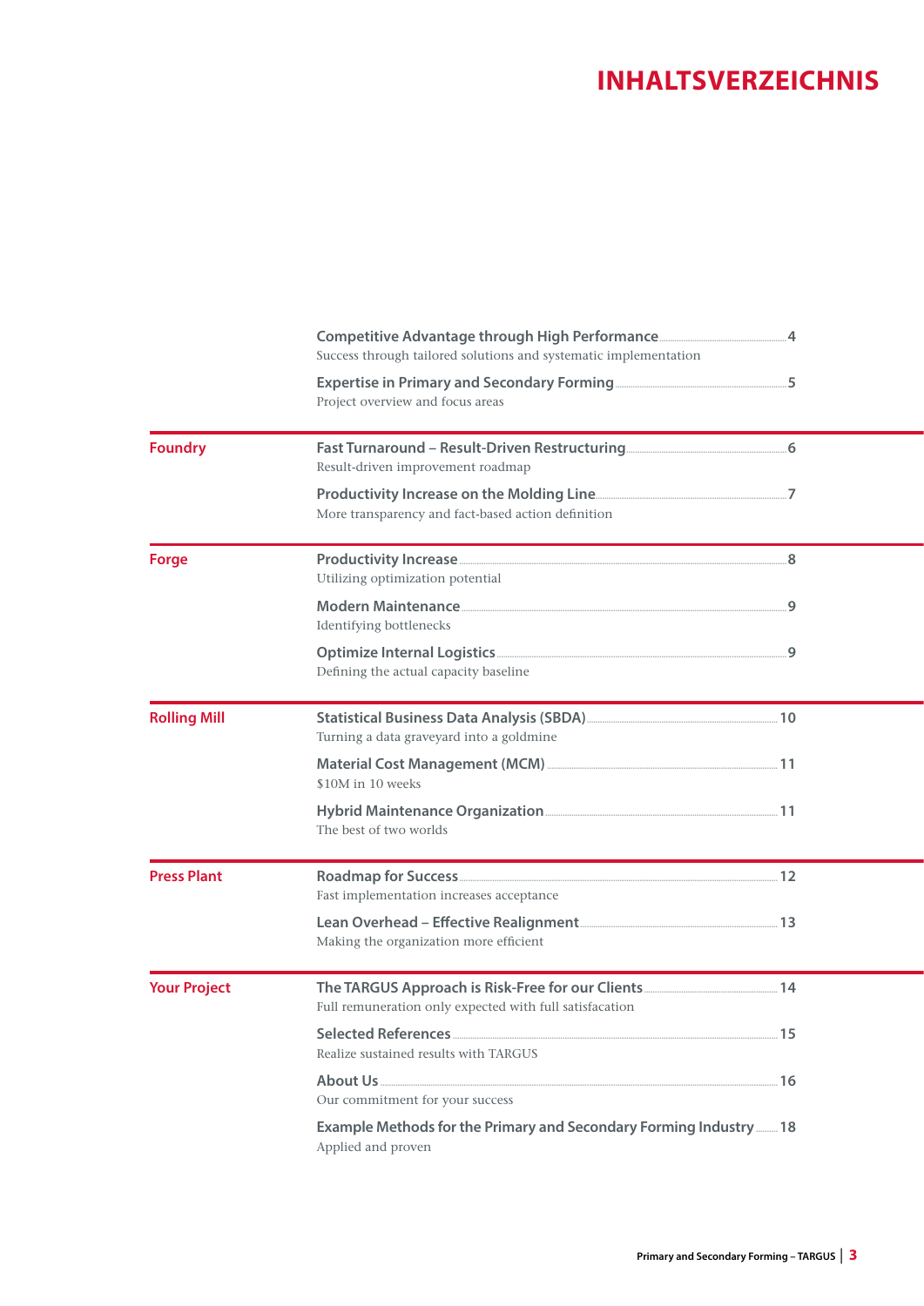# INHALTSVERZEICHNIS

**Competitive Advantage through High Performance** ........ 4
Success through tailored solutions and systematic implementation

**Expertise in Primary and Secondary Forming** ........ 5
Project overview and focus areas

## Foundry

**Fast Turnaround – Result-Driven Restructuring** ........ 6
Result-driven improvement roadmap

**Productivity Increase on the Molding Line** ........ 7
More transparency and fact-based action definition

## Forge

**Productivity Increase** ........ 8
Utilizing optimization potential

**Modern Maintenance** ........ 9
Identifying bottlenecks

**Optimize Internal Logistics** ........ 9
Defining the actual capacity baseline

## Rolling Mill

**Statistical Business Data Analysis (SBDA)** ........ 10
Turning a data graveyard into a goldmine

**Material Cost Management (MCM)** ........ 11
$10M in 10 weeks

**Hybrid Maintenance Organization** ........ 11
The best of two worlds

## Press Plant

**Roadmap for Success** ........ 12
Fast implementation increases acceptance

**Lean Overhead – Effective Realignment** ........ 13
Making the organization more efficient

## Your Project

**The TARGUS Approach is Risk-Free for our Clients** ........ 14
Full remuneration only expected with full satisfacation

**Selected References** ........ 15
Realize sustained results with TARGUS

**About Us** ........ 16
Our commitment for your success

**Example Methods for the Primary and Secondary Forming Industry** ........ 18
Applied and proven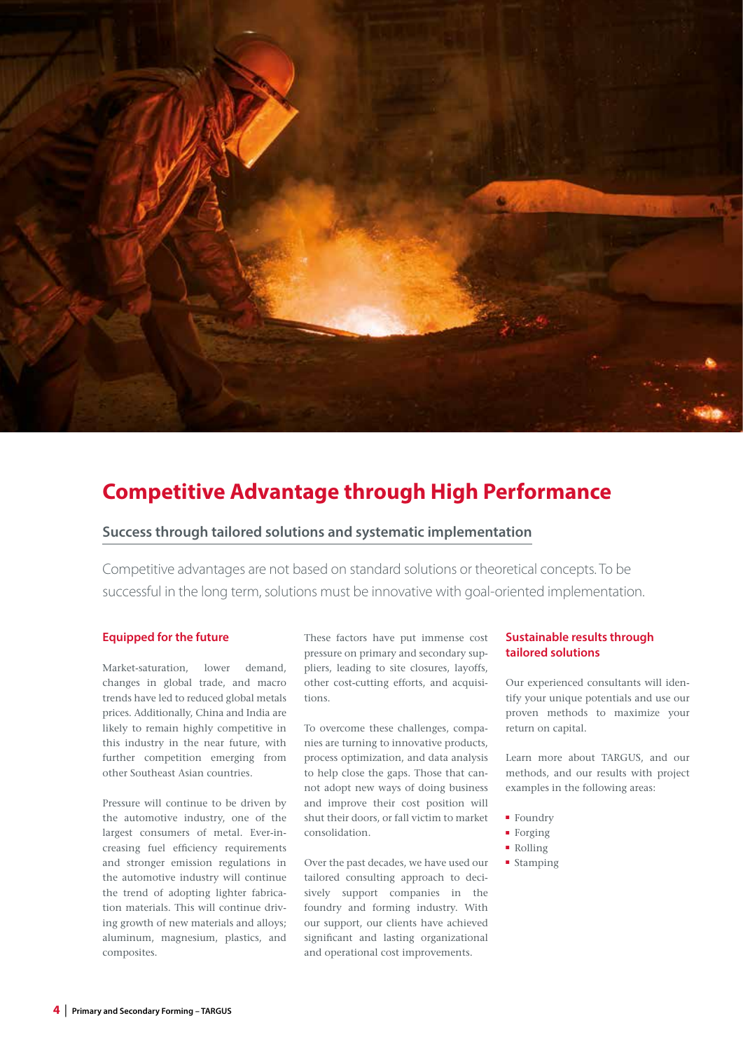# Competitive Advantage through High Performance

## Success through tailored solutions and systematic implementation

Competitive advantages are not based on standard solutions or theoretical concepts. To be successful in the long term, solutions must be innovative with goal-oriented implementation.

### Equipped for the future

Market-saturation, lower demand, changes in global trade, and macro trends have led to reduced global metals prices. Additionally, China and India are likely to remain highly competitive in this industry in the near future, with further competition emerging from other Southeast Asian countries.

Pressure will continue to be driven by the automotive industry, one of the largest consumers of metal. Ever-increasing fuel efficiency requirements and stronger emission regulations in the automotive industry will continue the trend of adopting lighter fabrication materials. This will continue driving growth of new materials and alloys; aluminum, magnesium, plastics, and composites.

These factors have put immense cost pressure on primary and secondary suppliers, leading to site closures, layoffs, other cost-cutting efforts, and acquisitions.

To overcome these challenges, companies are turning to innovative products, process optimization, and data analysis to help close the gaps. Those that cannot adopt new ways of doing business and improve their cost position will shut their doors, or fall victim to market consolidation.

Over the past decades, we have used our tailored consulting approach to decisively support companies in the foundry and forming industry. With our support, our clients have achieved significant and lasting organizational and operational cost improvements.

### Sustainable results through tailored solutions

Our experienced consultants will identify your unique potentials and use our proven methods to maximize your return on capital.

Learn more about TARGUS, and our methods, and our results with project examples in the following areas:

- Foundry
- Forging
- Rolling
- Stamping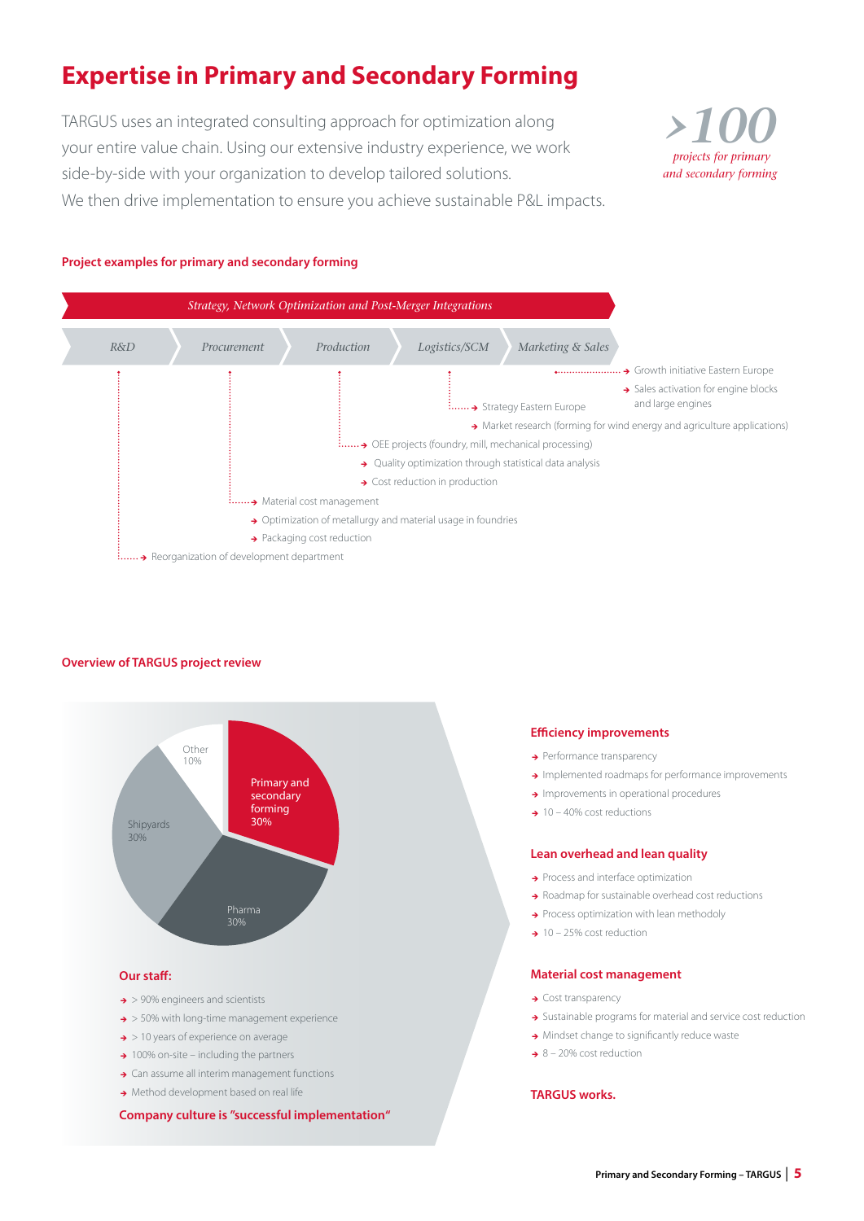# Expertise in Primary and Secondary Forming

TARGUS uses an integrated consulting approach for optimization along your entire value chain. Using our extensive industry experience, we work side-by-side with your organization to develop tailored solutions. We then drive implementation to ensure you achieve sustainable P&L impacts.

*>100*
*projects for primary and secondary forming*

## Project examples for primary and secondary forming

*Strategy, Network Optimization and Post-Merger Integrations*

*R&D* | *Procurement* | *Production* | *Logistics/SCM* | *Marketing & Sales*

**Marketing & Sales**
- Growth initiative Eastern Europe
- Sales activation for engine blocks and large engines

**Logistics/SCM**
- Strategy Eastern Europe
- Market research (forming for wind energy and agriculture applications)

**Production**
- OEE projects (foundry, mill, mechanical processing)
- Quality optimization through statistical data analysis
- Cost reduction in production

**Procurement**
- Material cost management
- Optimization of metallurgy and material usage in foundries
- Packaging cost reduction

**R&D**
- Reorganization of development department

## Overview of TARGUS project review

- Primary and secondary forming 30%
- Pharma 30%
- Shipyards 30%
- Other 10%

### Our staff:

- > 90% engineers and scientists
- > 50% with long-time management experience
- > 10 years of experience on average
- 100% on-site – including the partners
- Can assume all interim management functions
- Method development based on real life

**Company culture is "successful implementation"**

### Efficiency improvements

- Performance transparency
- Implemented roadmaps for performance improvements
- Improvements in operational procedures
- 10 – 40% cost reductions

### Lean overhead and lean quality

- Process and interface optimization
- Roadmap for sustainable overhead cost reductions
- Process optimization with lean methodoly
- 10 – 25% cost reduction

### Material cost management

- Cost transparency
- Sustainable programs for material and service cost reduction
- Mindset change to significantly reduce waste
- 8 – 20% cost reduction

**TARGUS works.**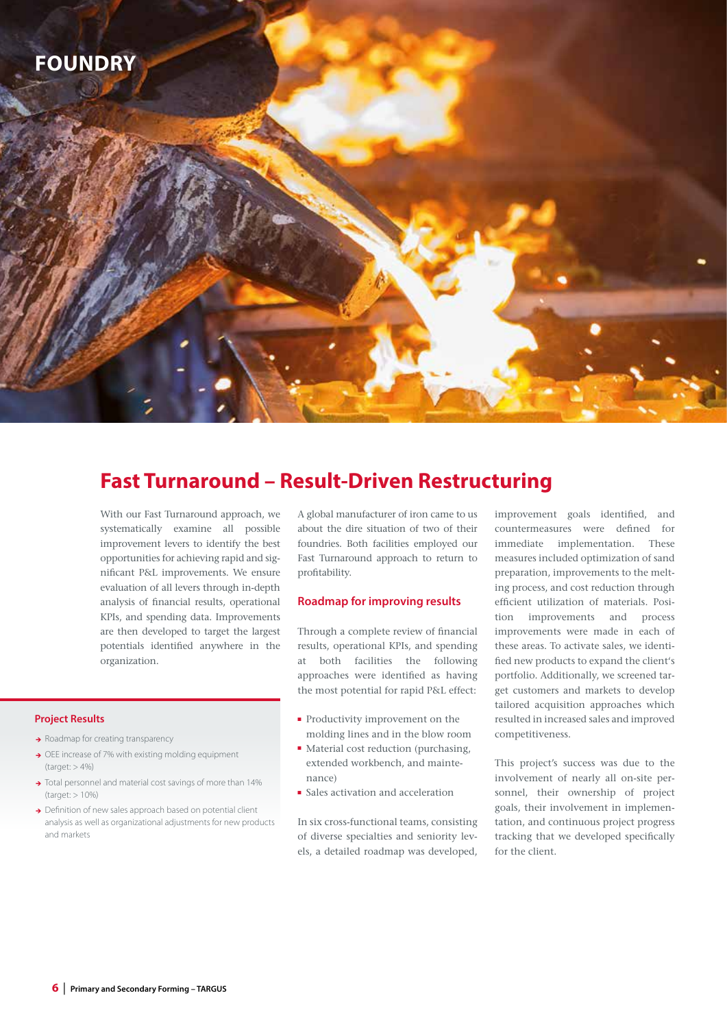# FOUNDRY

## Fast Turnaround – Result-Driven Restructuring

With our Fast Turnaround approach, we systematically examine all possible improvement levers to identify the best opportunities for achieving rapid and significant P&L improvements. We ensure evaluation of all levers through in-depth analysis of financial results, operational KPIs, and spending data. Improvements are then developed to target the largest potentials identified anywhere in the organization.

A global manufacturer of iron came to us about the dire situation of two of their foundries. Both facilities employed our Fast Turnaround approach to return to profitability.

### Roadmap for improving results

Through a complete review of financial results, operational KPIs, and spending at both facilities the following approaches were identified as having the most potential for rapid P&L effect:

- Productivity improvement on the molding lines and in the blow room
- Material cost reduction (purchasing, extended workbench, and maintenance)
- Sales activation and acceleration

In six cross-functional teams, consisting of diverse specialties and seniority levels, a detailed roadmap was developed, improvement goals identified, and countermeasures were defined for immediate implementation. These measures included optimization of sand preparation, improvements to the melting process, and cost reduction through efficient utilization of materials. Position improvements and process improvements were made in each of these areas. To activate sales, we identified new products to expand the client's portfolio. Additionally, we screened target customers and markets to develop tailored acquisition approaches which resulted in increased sales and improved competitiveness.

This project's success was due to the involvement of nearly all on-site personnel, their ownership of project goals, their involvement in implementation, and continuous project progress tracking that we developed specifically for the client.

### Project Results

- Roadmap for creating transparency
- OEE increase of 7% with existing molding equipment (target: > 4%)
- Total personnel and material cost savings of more than 14% (target: > 10%)
- Definition of new sales approach based on potential client analysis as well as organizational adjustments for new products and markets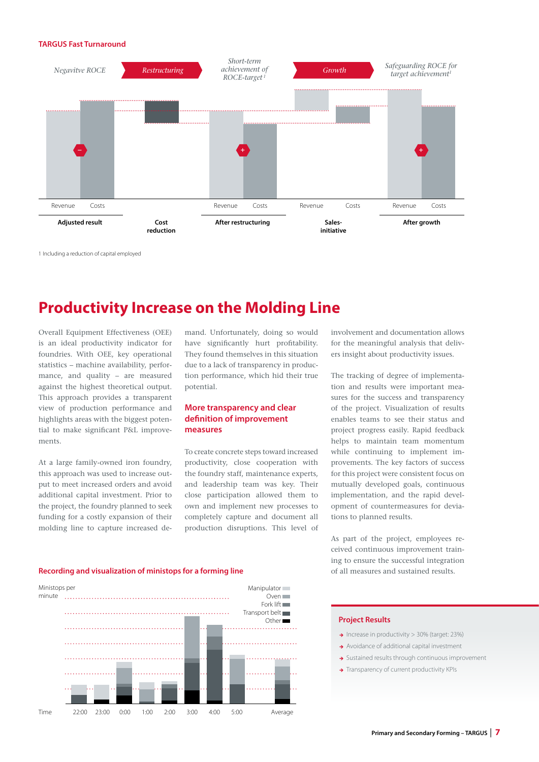**TARGUS Fast Turnaround**

*Negavitve ROCE* — *Restructuring* — *Short-term achievement of ROCE-target*[1] — *Growth* — *Safeguarding ROCE for target achievement*[1]

| Adjusted result | Cost reduction | After restructuring | Sales-initiative | After growth |
|---|---|---|---|---|
| Revenue / Costs (−) | | Revenue / Costs (+) | Revenue / Costs | Revenue / Costs (+) |

1 Including a reduction of capital employed

# Productivity Increase on the Molding Line

Overall Equipment Effectiveness (OEE) is an ideal productivity indicator for foundries. With OEE, key operational statistics – machine availability, performance, and quality – are measured against the highest theoretical output. This approach provides a transparent view of production performance and highlights areas with the biggest potential to make significant P&L improvements.

At a large family-owned iron foundry, this approach was used to increase output to meet increased orders and avoid additional capital investment. Prior to the project, the foundry planned to seek funding for a costly expansion of their molding line to capture increased demand. Unfortunately, doing so would have significantly hurt profitability. They found themselves in this situation due to a lack of transparency in production performance, which hid their true potential.

## More transparency and clear definition of improvement measures

To create concrete steps toward increased productivity, close cooperation with the foundry staff, maintenance experts, and leadership team was key. Their close participation allowed them to own and implement new processes to completely capture and document all production disruptions. This level of involvement and documentation allows for the meaningful analysis that delivers insight about productivity issues.

The tracking of degree of implementation and results were important measures for the success and transparency of the project. Visualization of results enables teams to see their status and project progress easily. Rapid feedback helps to maintain team momentum while continuing to implement improvements. The key factors of success for this project were consistent focus on mutually developed goals, continuous implementation, and the rapid development of countermeasures for deviations to planned results.

As part of the project, employees received continuous improvement training to ensure the successful integration of all measures and sustained results.

**Recording and visualization of ministops for a forming line**

Ministops per minute

Legend: Manipulator, Oven, Fork lift, Transport belt, Other

Time: 22:00, 23:00, 0:00, 1:00, 2:00, 3:00, 4:00, 5:00, Average

### Project Results

- Increase in productivity > 30% (target: 23%)
- Avoidance of additional capital investment
- Sustained results through continuous improvement
- Transparency of current productivity KPIs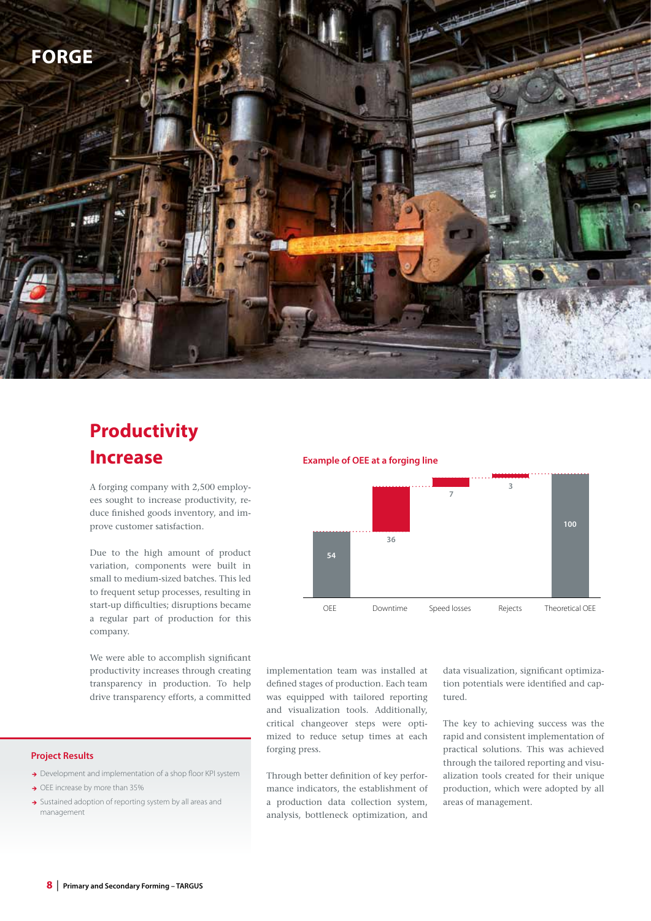# FORGE

## Productivity Increase

A forging company with 2,500 employees sought to increase productivity, reduce finished goods inventory, and improve customer satisfaction.

Due to the high amount of product variation, components were built in small to medium-sized batches. This led to frequent setup processes, resulting in start-up difficulties; disruptions became a regular part of production for this company.

We were able to accomplish significant productivity increases through creating transparency in production. To help drive transparency efforts, a committed implementation team was installed at defined stages of production. Each team was equipped with tailored reporting and visualization tools. Additionally, critical changeover steps were optimized to reduce setup times at each forging press.

Through better definition of key performance indicators, the establishment of a production data collection system, analysis, bottleneck optimization, and data visualization, significant optimization potentials were identified and captured.

The key to achieving success was the rapid and consistent implementation of practical solutions. This was achieved through the tailored reporting and visualization tools created for their unique production, which were adopted by all areas of management.

**Example of OEE at a forging line**

| OEE | Downtime | Speed losses | Rejects | Theoretical OEE |
|---|---|---|---|---|
| 54 | 36 | 7 | 3 | 100 |

### Project Results

- Development and implementation of a shop floor KPI system
- OEE increase by more than 35%
- Sustained adoption of reporting system by all areas and management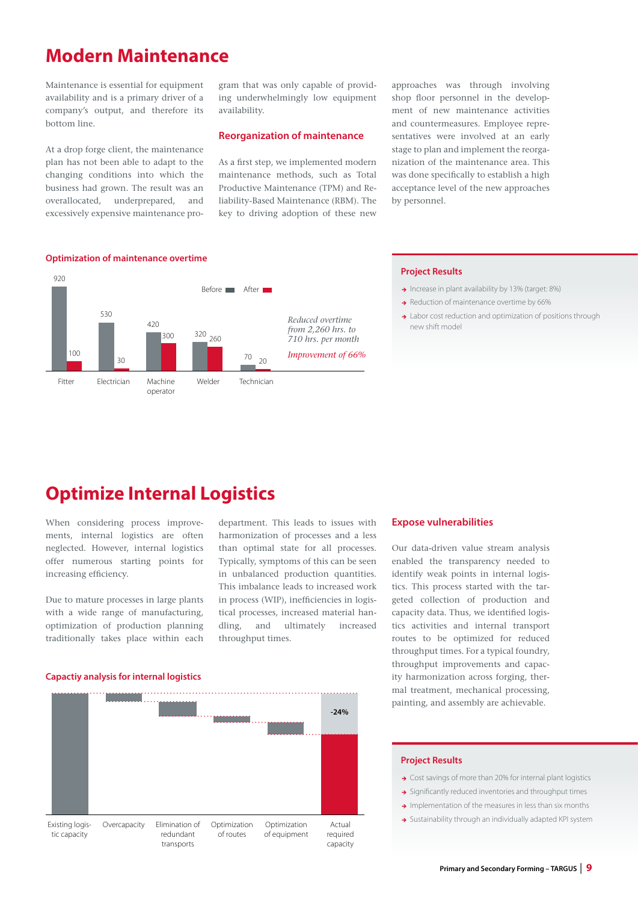# Modern Maintenance

Maintenance is essential for equipment availability and is a primary driver of a company's output, and therefore its bottom line.

At a drop forge client, the maintenance plan has not been able to adapt to the changing conditions into which the business had grown. The result was an overallocated, underprepared, and excessively expensive maintenance program that was only capable of providing underwhelmingly low equipment availability.

## Reorganization of maintenance

As a first step, we implemented modern maintenance methods, such as Total Productive Maintenance (TPM) and Reliability-Based Maintenance (RBM). The key to driving adoption of these new approaches was through involving shop floor personnel in the development of new maintenance activities and countermeasures. Employee representatives were involved at an early stage to plan and implement the reorganization of the maintenance area. This was done specifically to establish a high acceptance level of the new approaches by personnel.

**Optimization of maintenance overtime**

| | Before | After |
|---|---|---|
| Fitter | 920 | 100 |
| Electrician | 530 | 30 |
| Machine operator | 420 | 300 |
| Welder | 320 | 260 |
| Technician | 70 | 20 |

*Reduced overtime from 2,260 hrs. to 710 hrs. per month*

*Improvement of 66%*

### Project Results

- Increase in plant availability by 13% (target: 8%)
- Reduction of maintenance overtime by 66%
- Labor cost reduction and optimization of positions through new shift model

# Optimize Internal Logistics

When considering process improvements, internal logistics are often neglected. However, internal logistics offer numerous starting points for increasing efficiency.

Due to mature processes in large plants with a wide range of manufacturing, optimization of production planning traditionally takes place within each department. This leads to issues with harmonization of processes and a less than optimal state for all processes. Typically, symptoms of this can be seen in unbalanced production quantities. This imbalance leads to increased work in process (WIP), inefficiencies in logistical processes, increased material handling, and ultimately increased throughput times.

## Expose vulnerabilities

Our data-driven value stream analysis enabled the transparency needed to identify weak points in internal logistics. This process started with the targeted collection of production and capacity data. Thus, we identified logistics activities and internal transport routes to be optimized for reduced throughput times. For a typical foundry, throughput improvements and capacity harmonization across forging, thermal treatment, mechanical processing, painting, and assembly are achievable.

**Capactiy analysis for internal logistics**

Existing logistic capacity → Overcapacity → Elimination of redundant transports → Optimization of routes → Optimization of equipment → Actual required capacity (-24%)

### Project Results

- Cost savings of more than 20% for internal plant logistics
- Significantly reduced inventories and throughput times
- Implementation of the measures in less than six months
- Sustainability through an individually adapted KPI system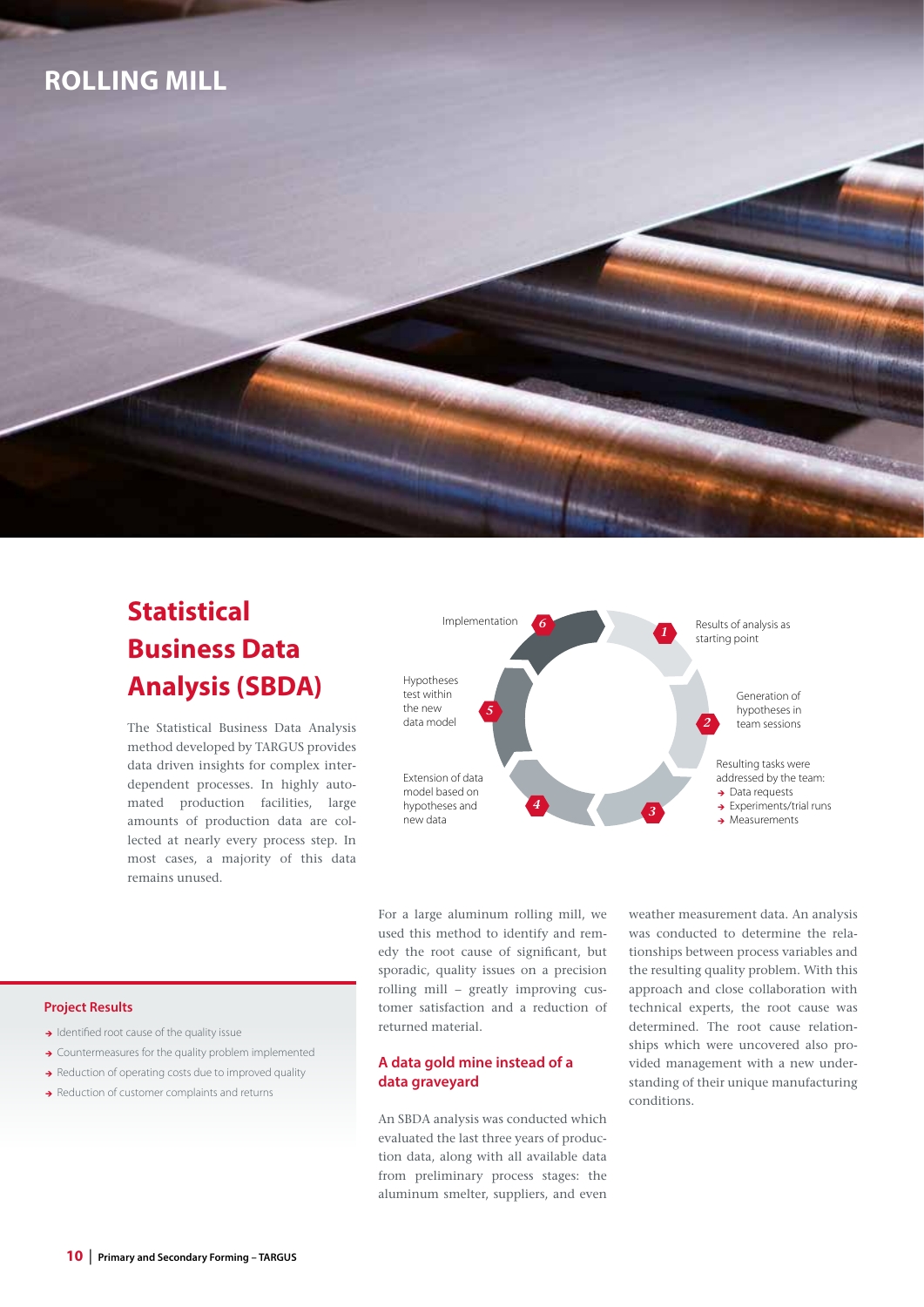# ROLLING MILL

## Statistical Business Data Analysis (SBDA)

The Statistical Business Data Analysis method developed by TARGUS provides data driven insights for complex interdependent processes. In highly automated production facilities, large amounts of production data are collected at nearly every process step. In most cases, a majority of this data remains unused.

1. Results of analysis as starting point
2. Generation of hypotheses in team sessions
3. Resulting tasks were addressed by the team:
   - Data requests
   - Experiments/trial runs
   - Measurements
4. Extension of data model based on hypotheses and new data
5. Hypotheses test within the new data model
6. Implementation

For a large aluminum rolling mill, we used this method to identify and remedy the root cause of significant, but sporadic, quality issues on a precision rolling mill – greatly improving customer satisfaction and a reduction of returned material.

### A data gold mine instead of a data graveyard

An SBDA analysis was conducted which evaluated the last three years of production data, along with all available data from preliminary process stages: the aluminum smelter, suppliers, and even weather measurement data. An analysis was conducted to determine the relationships between process variables and the resulting quality problem. With this approach and close collaboration with technical experts, the root cause was determined. The root cause relationships which were uncovered also provided management with a new understanding of their unique manufacturing conditions.

**Project Results**

- Identified root cause of the quality issue
- Countermeasures for the quality problem implemented
- Reduction of operating costs due to improved quality
- Reduction of customer complaints and returns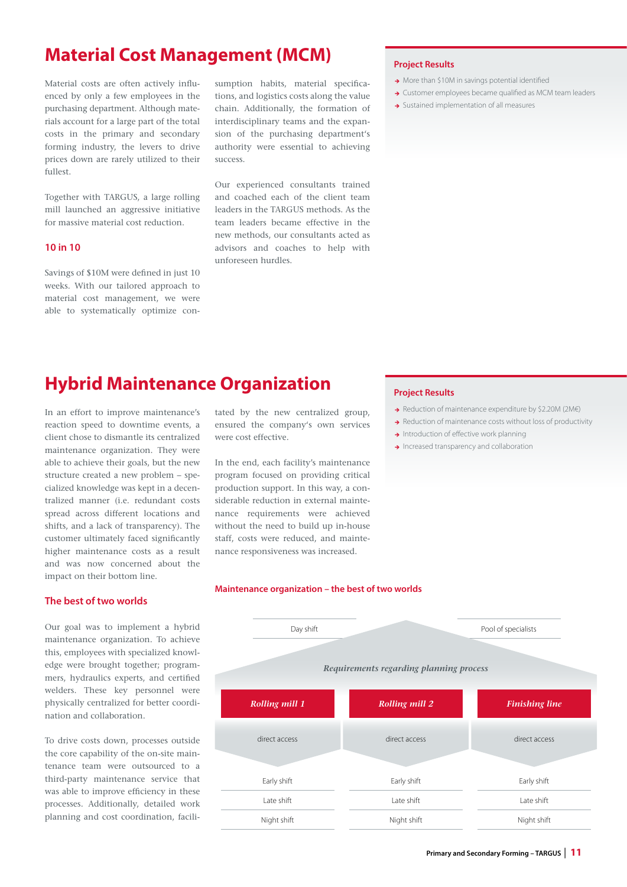# Material Cost Management (MCM)

Material costs are often actively influenced by only a few employees in the purchasing department. Although materials account for a large part of the total costs in the primary and secondary forming industry, the levers to drive prices down are rarely utilized to their fullest.

Together with TARGUS, a large rolling mill launched an aggressive initiative for massive material cost reduction.

### 10 in 10

Savings of $10M were defined in just 10 weeks. With our tailored approach to material cost management, we were able to systematically optimize consumption habits, material specifications, and logistics costs along the value chain. Additionally, the formation of interdisciplinary teams and the expansion of the purchasing department's authority were essential to achieving success.

Our experienced consultants trained and coached each of the client team leaders in the TARGUS methods. As the team leaders became effective in the new methods, our consultants acted as advisors and coaches to help with unforeseen hurdles.

### Project Results

- More than $10M in savings potential identified
- Customer employees became qualified as MCM team leaders
- Sustained implementation of all measures

# Hybrid Maintenance Organization

In an effort to improve maintenance's reaction speed to downtime events, a client chose to dismantle its centralized maintenance organization. They were able to achieve their goals, but the new structure created a new problem – specialized knowledge was kept in a decentralized manner (i.e. redundant costs spread across different locations and shifts, and a lack of transparency). The customer ultimately faced significantly higher maintenance costs as a result and was now concerned about the impact on their bottom line.

### The best of two worlds

Our goal was to implement a hybrid maintenance organization. To achieve this, employees with specialized knowledge were brought together; programmers, hydraulics experts, and certified welders. These key personnel were physically centralized for better coordination and collaboration.

To drive costs down, processes outside the core capability of the on-site maintenance team were outsourced to a third-party maintenance service that was able to improve efficiency in these processes. Additionally, detailed work planning and cost coordination, facilitated by the new centralized group, ensured the company's own services were cost effective.

In the end, each facility's maintenance program focused on providing critical production support. In this way, a considerable reduction in external maintenance requirements were achieved without the need to build up in-house staff, costs were reduced, and maintenance responsiveness was increased.

### Project Results

- Reduction of maintenance expenditure by $2.20M (2M€)
- Reduction of maintenance costs without loss of productivity
- Introduction of effective work planning
- Increased transparency and collaboration

**Maintenance organization – the best of two worlds**

Day shift | Pool of specialists

*Requirements regarding planning process*

| *Rolling mill 1* | *Rolling mill 2* | *Finishing line* |
|---|---|---|
| direct access | direct access | direct access |
| Early shift | Early shift | Early shift |
| Late shift | Late shift | Late shift |
| Night shift | Night shift | Night shift |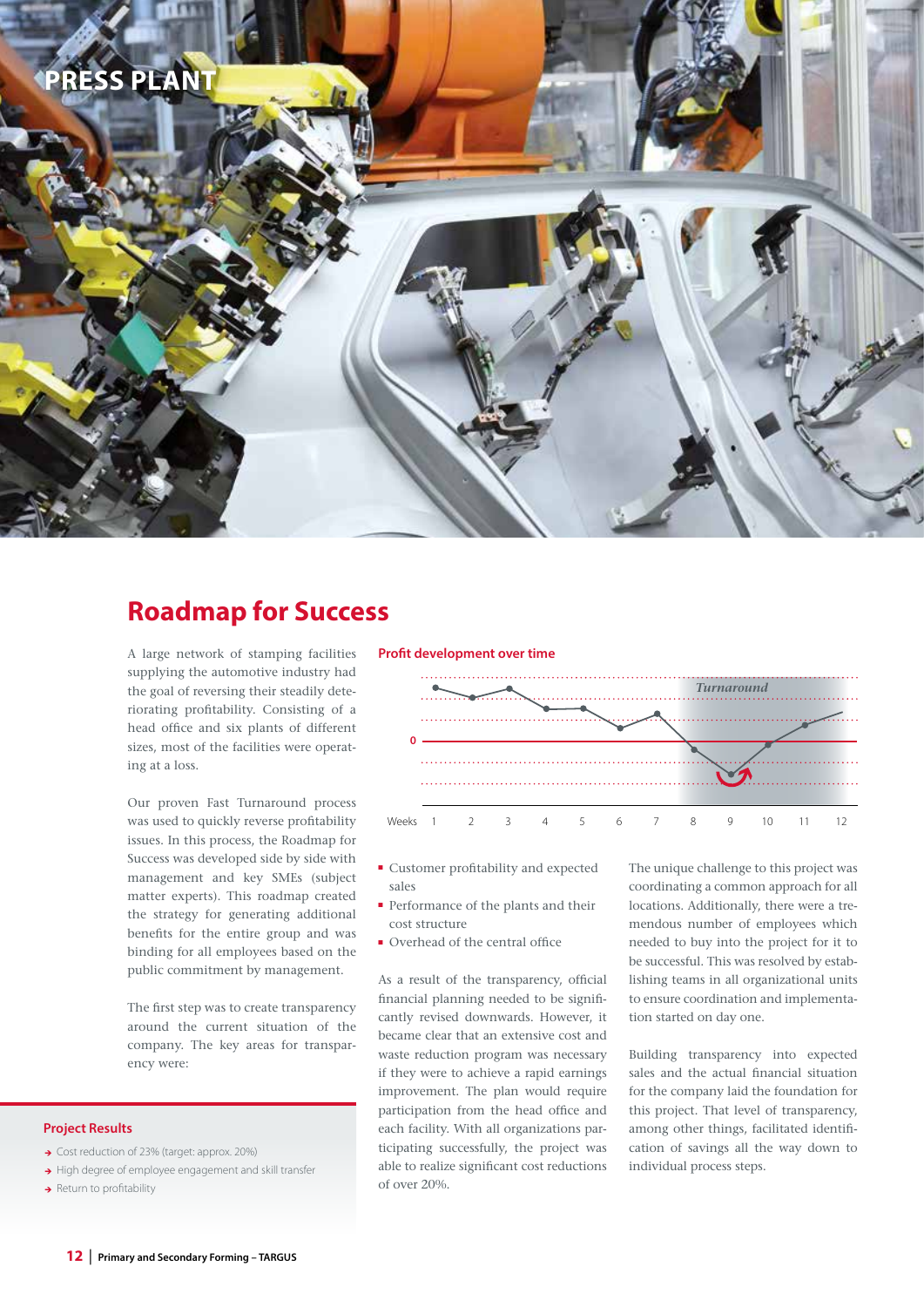PRESS PLANT

# Roadmap for Success

A large network of stamping facilities supplying the automotive industry had the goal of reversing their steadily deteriorating profitability. Consisting of a head office and six plants of different sizes, most of the facilities were operating at a loss.

Our proven Fast Turnaround process was used to quickly reverse profitability issues. In this process, the Roadmap for Success was developed side by side with management and key SMEs (subject matter experts). This roadmap created the strategy for generating additional benefits for the entire group and was binding for all employees based on the public commitment by management.

The first step was to create transparency around the current situation of the company. The key areas for transparency were:

**Profit development over time**

Turnaround

0

Weeks 1 2 3 4 5 6 7 8 9 10 11 12

- Customer profitability and expected sales
- Performance of the plants and their cost structure
- Overhead of the central office

As a result of the transparency, official financial planning needed to be significantly revised downwards. However, it became clear that an extensive cost and waste reduction program was necessary if they were to achieve a rapid earnings improvement. The plan would require participation from the head office and each facility. With all organizations participating successfully, the project was able to realize significant cost reductions of over 20%.

The unique challenge to this project was coordinating a common approach for all locations. Additionally, there were a tremendous number of employees which needed to buy into the project for it to be successful. This was resolved by establishing teams in all organizational units to ensure coordination and implementation started on day one.

Building transparency into expected sales and the actual financial situation for the company laid the foundation for this project. That level of transparency, among other things, facilitated identification of savings all the way down to individual process steps.

### Project Results

- Cost reduction of 23% (target: approx. 20%)
- High degree of employee engagement and skill transfer
- Return to profitability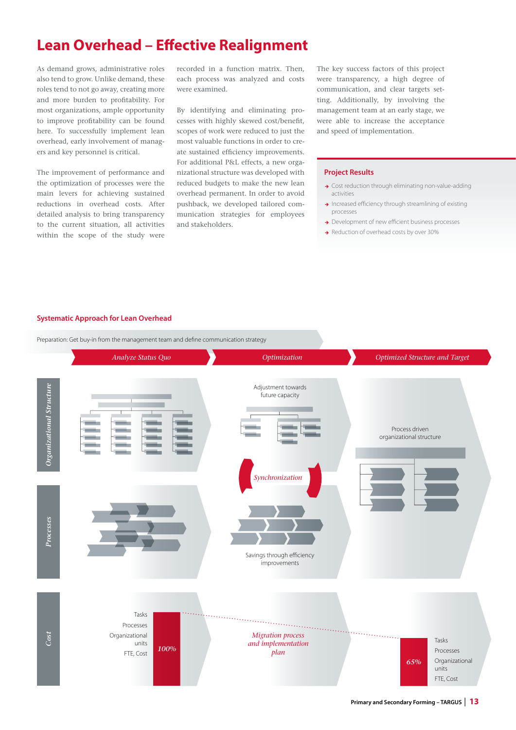# Lean Overhead – Effective Realignment

As demand grows, administrative roles also tend to grow. Unlike demand, these roles tend to not go away, creating more and more burden to profitability. For most organizations, ample opportunity to improve profitability can be found here. To successfully implement lean overhead, early involvement of managers and key personnel is critical.

The improvement of performance and the optimization of processes were the main levers for achieving sustained reductions in overhead costs. After detailed analysis to bring transparency to the current situation, all activities within the scope of the study were recorded in a function matrix. Then, each process was analyzed and costs were examined.

By identifying and eliminating processes with highly skewed cost/benefit, scopes of work were reduced to just the most valuable functions in order to create sustained efficiency improvements. For additional P&L effects, a new organizational structure was developed with reduced budgets to make the new lean overhead permanent. In order to avoid pushback, we developed tailored communication strategies for employees and stakeholders.

The key success factors of this project were transparency, a high degree of communication, and clear targets setting. Additionally, by involving the management team at an early stage, we were able to increase the acceptance and speed of implementation.

## Project Results

- Cost reduction through eliminating non-value-adding activities
- Increased efficiency through streamlining of existing processes
- Development of new efficient business processes
- Reduction of overhead costs by over 30%

## Systematic Approach for Lean Overhead

Preparation: Get buy-in from the management team and define communication strategy

| | *Analyze Status Quo* | *Optimization* | *Optimized Structure and Target* |
|---|---|---|---|
| *Organizational Structure* | | Adjustment towards future capacity | Process driven organizational structure |
| | | *Synchronization* | |
| *Processes* | | Savings through efficiency improvements | |
| *Cost* | Tasks, Processes, Organizational units, FTE, Cost – *100%* | *Migration process and implementation plan* | *65%* – Tasks, Processes, Organizational units, FTE, Cost |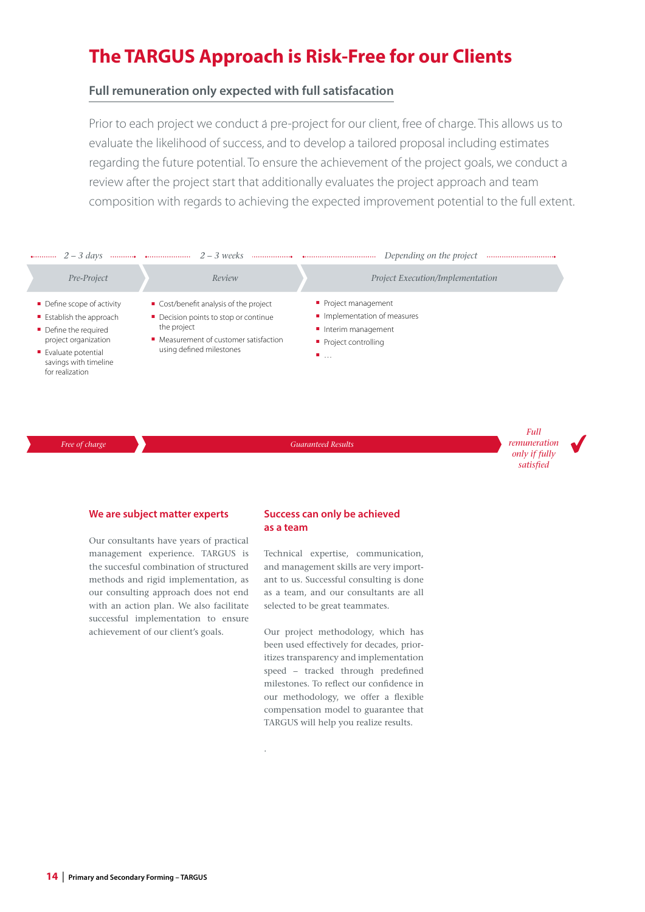# The TARGUS Approach is Risk-Free for our Clients

## Full remuneration only expected with full satisfacation

Prior to each project we conduct a pre-project for our client, free of charge. This allows us to evaluate the likelihood of success, and to develop a tailored proposal including estimates regarding the future potential. To ensure the achievement of the project goals, we conduct a review after the project start that additionally evaluates the project approach and team composition with regards to achieving the expected improvement potential to the full extent.

| *2 – 3 days* | *2 – 3 weeks* | *Depending on the project* |
|---|---|---|
| *Pre-Project* | *Review* | *Project Execution/Implementation* |
| ▪ Define scope of activity<br>▪ Establish the approach<br>▪ Define the required project organization<br>▪ Evaluate potential savings with timeline for realization | ▪ Cost/benefit analysis of the project<br>▪ Decision points to stop or continue the project<br>▪ Measurement of customer satisfaction using defined milestones | ▪ Project management<br>▪ Implementation of measures<br>▪ Interim management<br>▪ Project controlling<br>▪ … |
| *Free of charge* | *Guaranteed Results* | |

*Full remuneration only if fully satisfied* ✔

### We are subject matter experts

Our consultants have years of practical management experience. TARGUS is the succesful combination of structured methods and rigid implementation, as our consulting approach does not end with an action plan. We also facilitate successful implementation to ensure achievement of our client's goals.

### Success can only be achieved as a team

Technical expertise, communication, and management skills are very important to us. Successful consulting is done as a team, and our consultants are all selected to be great teammates.

Our project methodology, which has been used effectively for decades, prioritizes transparency and implementation speed – tracked through predefined milestones. To reflect our confidence in our methodology, we offer a flexible compensation model to guarantee that TARGUS will help you realize results.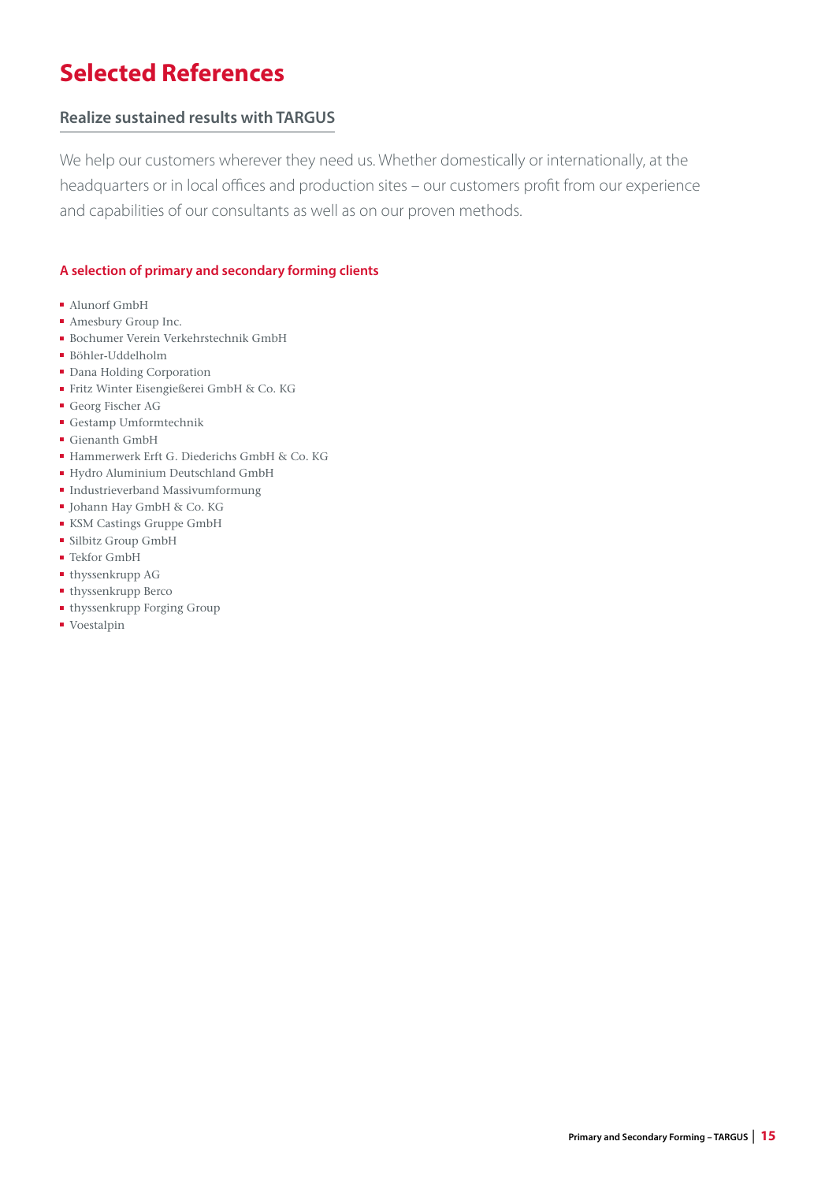# Selected References

## Realize sustained results with TARGUS

We help our customers wherever they need us. Whether domestically or internationally, at the headquarters or in local offices and production sites – our customers profit from our experience and capabilities of our consultants as well as on our proven methods.

### A selection of primary and secondary forming clients

- Alunorf GmbH
- Amesbury Group Inc.
- Bochumer Verein Verkehrstechnik GmbH
- Böhler-Uddelholm
- Dana Holding Corporation
- Fritz Winter Eisengießerei GmbH & Co. KG
- Georg Fischer AG
- Gestamp Umformtechnik
- Gienanth GmbH
- Hammerwerk Erft G. Diederichs GmbH & Co. KG
- Hydro Aluminium Deutschland GmbH
- Industrieverband Massivumformung
- Johann Hay GmbH & Co. KG
- KSM Castings Gruppe GmbH
- Silbitz Group GmbH
- Tekfor GmbH
- thyssenkrupp AG
- thyssenkrupp Berco
- thyssenkrupp Forging Group
- Voestalpin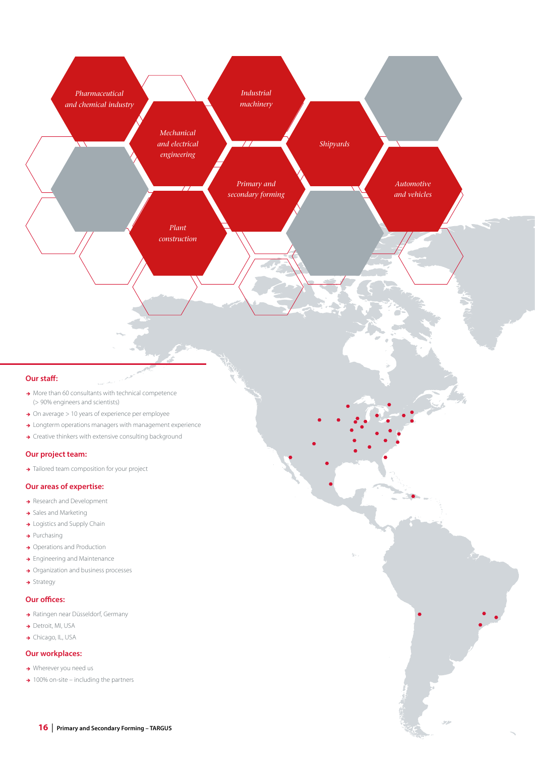Pharmaceutical and chemical industry

Mechanical and electrical engineering

Industrial machinery

Primary and secondary forming

Shipyards

Automotive and vehicles

Plant construction

## Our staff:

- More than 60 consultants with technical competence (> 90% engineers and scientists)
- On average > 10 years of experience per employee
- Longterm operations managers with management experience
- Creative thinkers with extensive consulting background

## Our project team:

- Tailored team composition for your project

## Our areas of expertise:

- Research and Development
- Sales and Marketing
- Logistics and Supply Chain
- Purchasing
- Operations and Production
- Engineering and Maintenance
- Organization and business processes
- Strategy

## Our offices:

- Ratingen near Düsseldorf, Germany
- Detroit, MI, USA
- Chicago, IL, USA

## Our workplaces:

- Wherever you need us
- 100% on-site – including the partners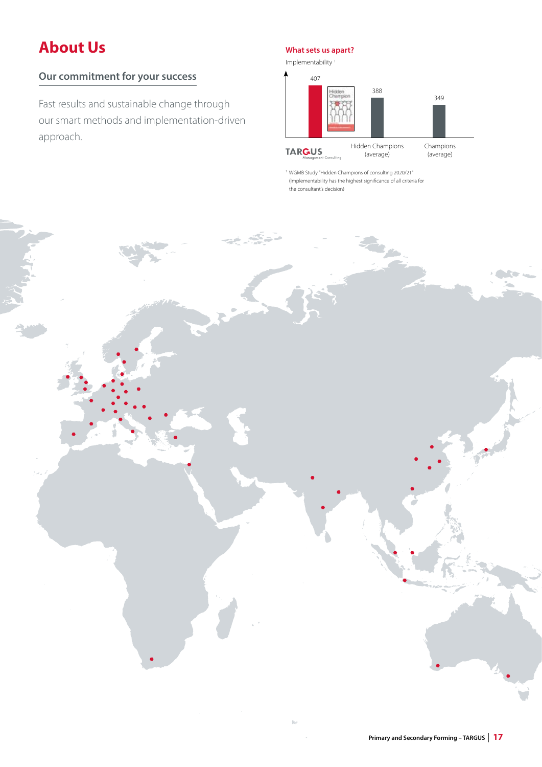# About Us

## Our commitment for your success

Fast results and sustainable change through our smart methods and implementation-driven approach.

### What sets us apart?

Implementability [1]

| | Implementability |
|---|---|
| TARGUS Management Consulting | 407 |
| Hidden Champions (average) | 388 |
| Champions (average) | 349 |

[1] WGMB Study "Hidden Champions of consulting 2020/21" (Implementability has the highest significance of all criteria for the consultant's decision)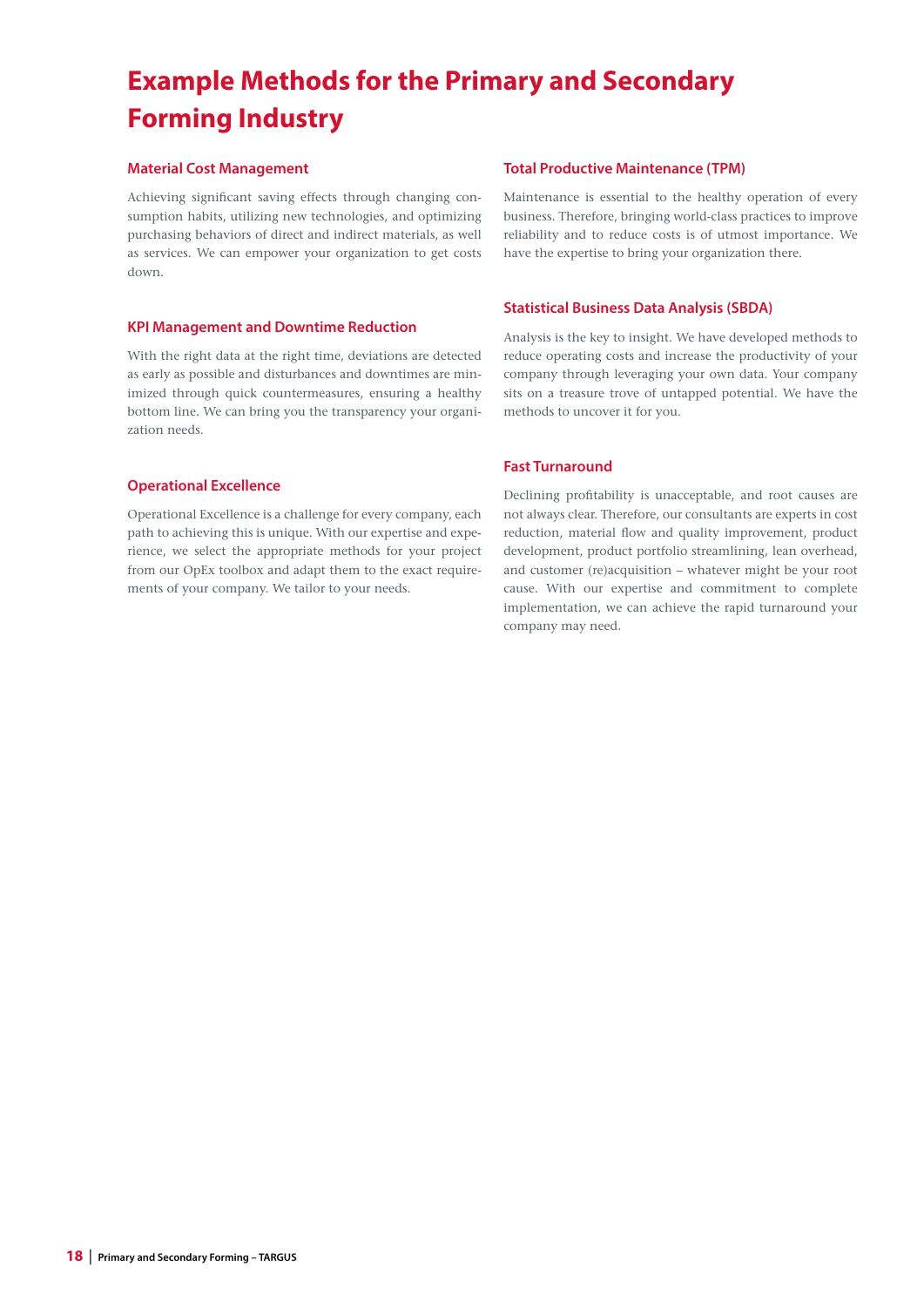# Example Methods for the Primary and Secondary Forming Industry

### Material Cost Management

Achieving significant saving effects through changing consumption habits, utilizing new technologies, and optimizing purchasing behaviors of direct and indirect materials, as well as services. We can empower your organization to get costs down.

### KPI Management and Downtime Reduction

With the right data at the right time, deviations are detected as early as possible and disturbances and downtimes are minimized through quick countermeasures, ensuring a healthy bottom line. We can bring you the transparency your organization needs.

### Operational Excellence

Operational Excellence is a challenge for every company, each path to achieving this is unique. With our expertise and experience, we select the appropriate methods for your project from our OpEx toolbox and adapt them to the exact requirements of your company. We tailor to your needs.

### Total Productive Maintenance (TPM)

Maintenance is essential to the healthy operation of every business. Therefore, bringing world-class practices to improve reliability and to reduce costs is of utmost importance. We have the expertise to bring your organization there.

### Statistical Business Data Analysis (SBDA)

Analysis is the key to insight. We have developed methods to reduce operating costs and increase the productivity of your company through leveraging your own data. Your company sits on a treasure trove of untapped potential. We have the methods to uncover it for you.

### Fast Turnaround

Declining profitability is unacceptable, and root causes are not always clear. Therefore, our consultants are experts in cost reduction, material flow and quality improvement, product development, product portfolio streamlining, lean overhead, and customer (re)acquisition – whatever might be your root cause. With our expertise and commitment to complete implementation, we can achieve the rapid turnaround your company may need.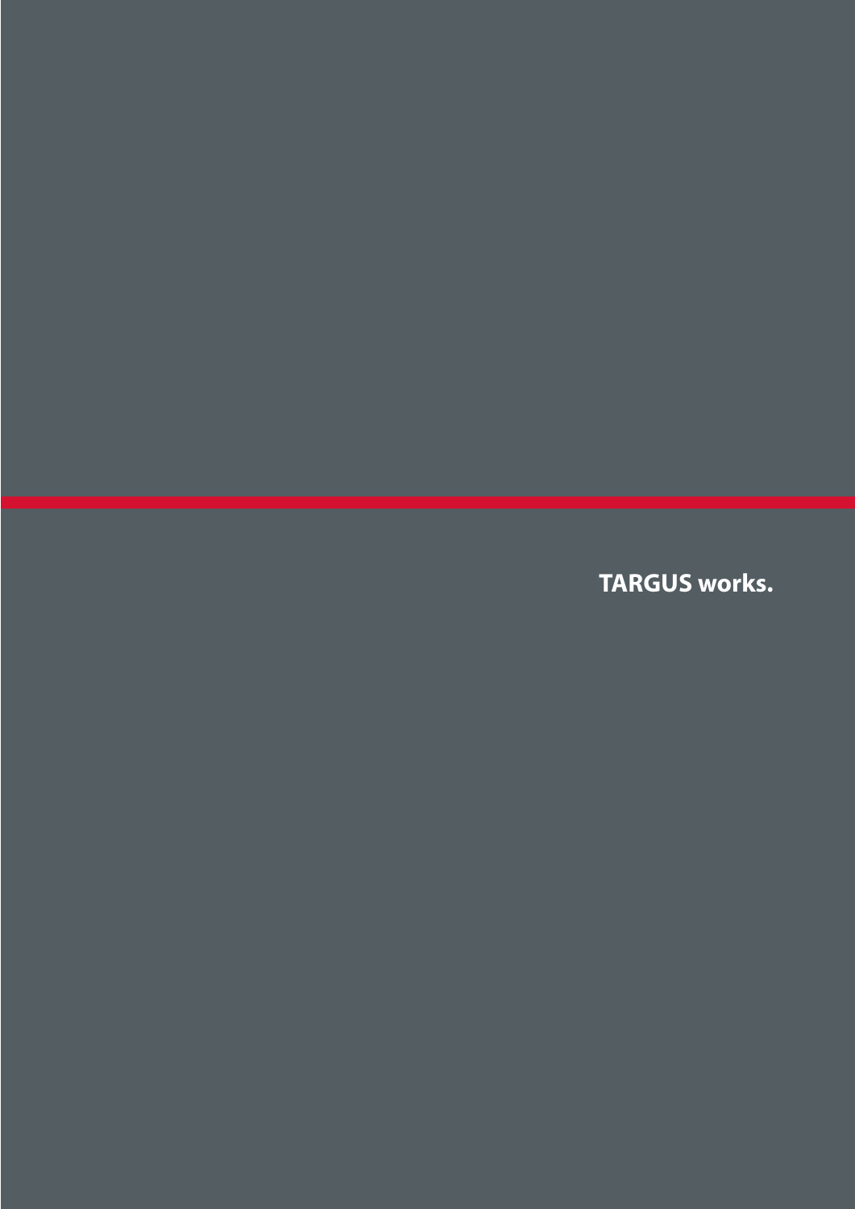**TARGUS works.**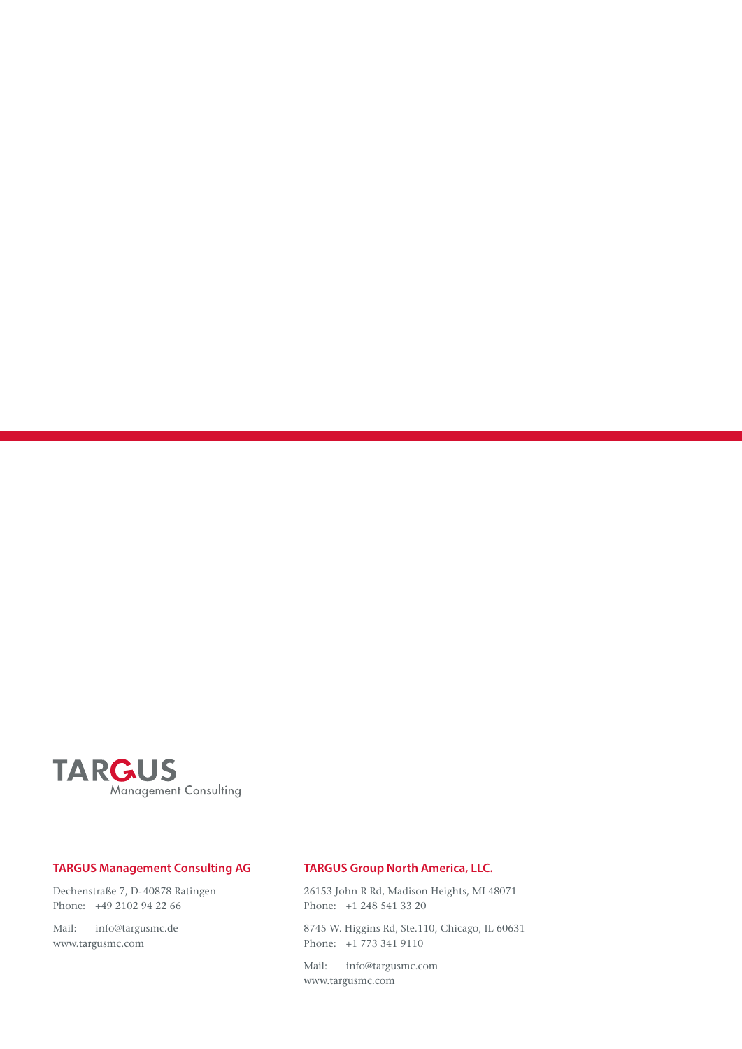TARGUS
Management Consulting

**TARGUS Management Consulting AG**

Dechenstraße 7, D-40878 Ratingen
Phone: +49 2102 94 22 66

Mail: info@targusmc.de
www.targusmc.com

**TARGUS Group North America, LLC.**

26153 John R Rd, Madison Heights, MI 48071
Phone: +1 248 541 33 20

8745 W. Higgins Rd, Ste.110, Chicago, IL 60631
Phone: +1 773 341 9110

Mail: info@targusmc.com
www.targusmc.com